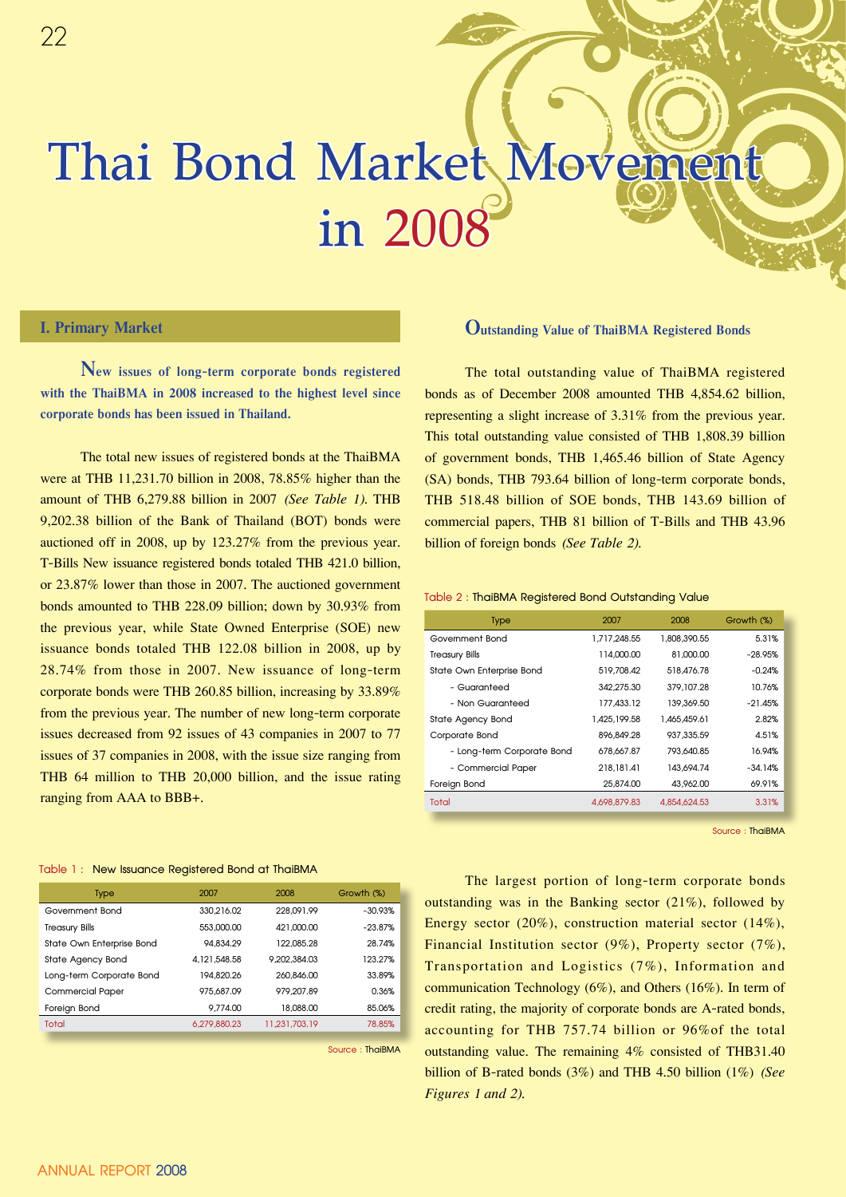# Thai Bond Market Movement in 2008

## I. Primary Market

**New issues of long-term corporate bonds registered with the ThaiBMA in 2008 increased to the highest level since corporate bonds has been issued in Thailand.**

The total new issues of registered bonds at the ThaiBMA were at THB 11,231.70 billion in 2008, 78.85% higher than the amount of THB 6,279.88 billion in 2007 *(See Table 1)*. THB 9,202.38 billion of the Bank of Thailand (BOT) bonds were auctioned off in 2008, up by 123.27% from the previous year. T-Bills New issuance registered bonds totaled THB 421.0 billion, or 23.87% lower than those in 2007. The auctioned government bonds amounted to THB 228.09 billion; down by 30.93% from the previous year, while State Owned Enterprise (SOE) new issuance bonds totaled THB 122.08 billion in 2008, up by 28.74% from those in 2007. New issuance of long-term corporate bonds were THB 260.85 billion, increasing by 33.89% from the previous year. The number of new long-term corporate issues decreased from 92 issues of 43 companies in 2007 to 77 issues of 37 companies in 2008, with the issue size ranging from THB 64 million to THB 20,000 billion, and the issue rating ranging from AAA to BBB+.

Table 1 : New Issuance Registered Bond at ThaiBMA

| Type | 2007 | 2008 | Growth (%) |
|---|---|---|---|
| Government Bond | 330,216.02 | 228,091.99 | -30.93% |
| Treasury Bills | 553,000.00 | 421,000.00 | -23.87% |
| State Own Enterprise Bond | 94,834.29 | 122,085.28 | 28.74% |
| State Agency Bond | 4,121,548.58 | 9,202,384.03 | 123.27% |
| Long-term Corporate Bond | 194,820.26 | 260,846.00 | 33.89% |
| Commercial Paper | 975,687.09 | 979,207.89 | 0.36% |
| Foreign Bond | 9,774.00 | 18,088.00 | 85.06% |
| Total | 6,279,880.23 | 11,231,703.19 | 78.85% |

Source : ThaiBMA

### Outstanding Value of ThaiBMA Registered Bonds

The total outstanding value of ThaiBMA registered bonds as of December 2008 amounted THB 4,854.62 billion, representing a slight increase of 3.31% from the previous year. This total outstanding value consisted of THB 1,808.39 billion of government bonds, THB 1,465.46 billion of State Agency (SA) bonds, THB 793.64 billion of long-term corporate bonds, THB 518.48 billion of SOE bonds, THB 143.69 billion of commercial papers, THB 81 billion of T-Bills and THB 43.96 billion of foreign bonds *(See Table 2)*.

Table 2 : ThaiBMA Registered Bond Outstanding Value

| Type | 2007 | 2008 | Growth (%) |
|---|---|---|---|
| Government Bond | 1,717,248.55 | 1,808,390.55 | 5.31% |
| Treasury Bills | 114,000.00 | 81,000.00 | -28.95% |
| State Own Enterprise Bond | 519,708.42 | 518,476.78 | -0.24% |
| - Guaranteed | 342,275.30 | 379,107.28 | 10.76% |
| - Non Guaranteed | 177,433.12 | 139,369.50 | -21.45% |
| State Agency Bond | 1,425,199.58 | 1,465,459.61 | 2.82% |
| Corporate Bond | 896,849.28 | 937,335.59 | 4.51% |
| - Long-term Corporate Bond | 678,667.87 | 793,640.85 | 16.94% |
| - Commercial Paper | 218,181.41 | 143,694.74 | -34.14% |
| Foreign Bond | 25,874.00 | 43,962.00 | 69.91% |
| Total | 4,698,879.83 | 4,854,624.53 | 3.31% |

Source : ThaiBMA

The largest portion of long-term corporate bonds outstanding was in the Banking sector (21%), followed by Energy sector (20%), construction material sector (14%), Financial Institution sector (9%), Property sector (7%), Transportation and Logistics (7%), Information and communication Technology (6%), and Others (16%). In term of credit rating, the majority of corporate bonds are A-rated bonds, accounting for THB 757.74 billion or 96%of the total outstanding value. The remaining 4% consisted of THB31.40 billion of B-rated bonds (3%) and THB 4.50 billion (1%) *(See Figures 1 and 2).*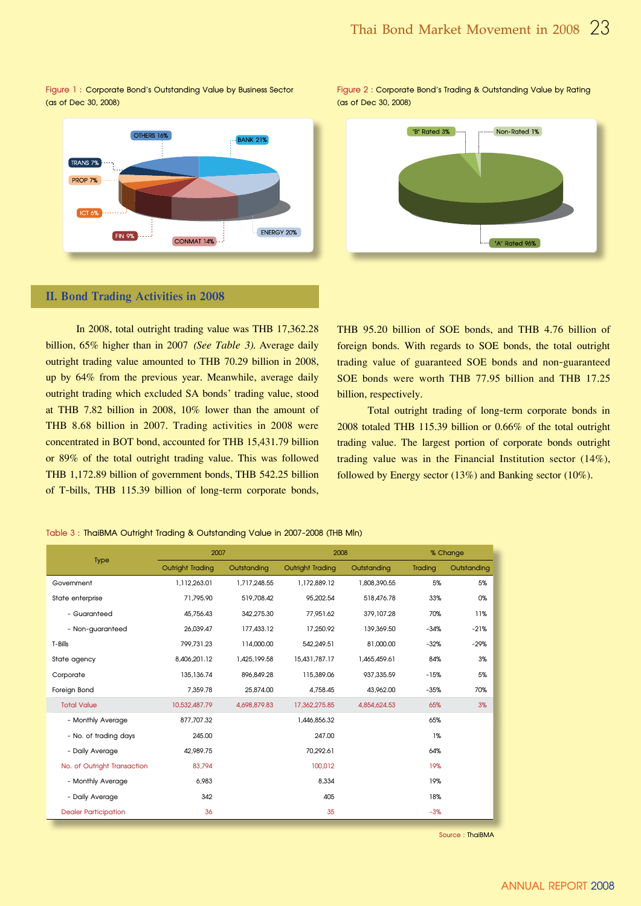Figure 1 : Corporate Bond's Outstanding Value by Business Sector (as of Dec 30, 2008)

OTHERS 16%, BANK 21%, TRANS 7%, PROP 7%, ICT 6%, FIN 9%, CONMAT 14%, ENERGY 20%

Figure 2 : Corporate Bond's Trading & Outstanding Value by Rating (as of Dec 30, 2008)

"B" Rated 3%, Non-Rated 1%, "A" Rated 96%

## II. Bond Trading Activities in 2008

In 2008, total outright trading value was THB 17,362.28 billion, 65% higher than in 2007 *(See Table 3).* Average daily outright trading value amounted to THB 70.29 billion in 2008, up by 64% from the previous year. Meanwhile, average daily outright trading which excluded SA bonds' trading value, stood at THB 7.82 billion in 2008, 10% lower than the amount of THB 8.68 billion in 2007. Trading activities in 2008 were concentrated in BOT bond, accounted for THB 15,431.79 billion or 89% of the total outright trading value. This was followed THB 1,172.89 billion of government bonds, THB 542.25 billion of T-bills, THB 115.39 billion of long-term corporate bonds, THB 95.20 billion of SOE bonds, and THB 4.76 billion of foreign bonds. With regards to SOE bonds, the total outright trading value of guaranteed SOE bonds and non-guaranteed SOE bonds were worth THB 77.95 billion and THB 17.25 billion, respectively.

Total outright trading of long-term corporate bonds in 2008 totaled THB 115.39 billion or 0.66% of the total outright trading value. The largest portion of corporate bonds outright trading value was in the Financial Institution sector (14%), followed by Energy sector (13%) and Banking sector (10%).

Table 3 : ThaiBMA Outright Trading & Outstanding Value in 2007-2008 (THB Mln)

| Type | 2007 | | 2008 | | % Change | |
|---|---|---|---|---|---|---|
| | Outright Trading | Outstanding | Outright Trading | Outstanding | Trading | Outstanding |
| Government | 1,112,263.01 | 1,717,248.55 | 1,172,889.12 | 1,808,390.55 | 5% | 5% |
| State enterprise | 71,795.90 | 519,708.42 | 95,202.54 | 518,476.78 | 33% | 0% |
| - Guaranteed | 45,756.43 | 342,275.30 | 77,951.62 | 379,107.28 | 70% | 11% |
| - Non-guaranteed | 26,039.47 | 177,433.12 | 17,250.92 | 139,369.50 | -34% | -21% |
| T-Bills | 799,731.23 | 114,000.00 | 542,249.51 | 81,000.00 | -32% | -29% |
| State agency | 8,406,201.12 | 1,425,199.58 | 15,431,787.17 | 1,465,459.61 | 84% | 3% |
| Corporate | 135,136.74 | 896,849.28 | 115,389.06 | 937,335.59 | -15% | 5% |
| Foreign Bond | 7,359.78 | 25,874.00 | 4,758.45 | 43,962.00 | -35% | 70% |
| Total Value | 10,532,487.79 | 4,698,879.83 | 17,362,275.85 | 4,854,624.53 | 65% | 3% |
| - Monthly Average | 877,707.32 | | 1,446,856.32 | | 65% | |
| - No. of trading days | 245.00 | | 247.00 | | 1% | |
| - Daily Average | 42,989.75 | | 70,292.61 | | 64% | |
| No. of Outright Transaction | 83,794 | | 100,012 | | 19% | |
| - Monthly Average | 6,983 | | 8,334 | | 19% | |
| - Daily Average | 342 | | 405 | | 18% | |
| Dealer Participation | 36 | | 35 | | -3% | |

Source : ThaiBMA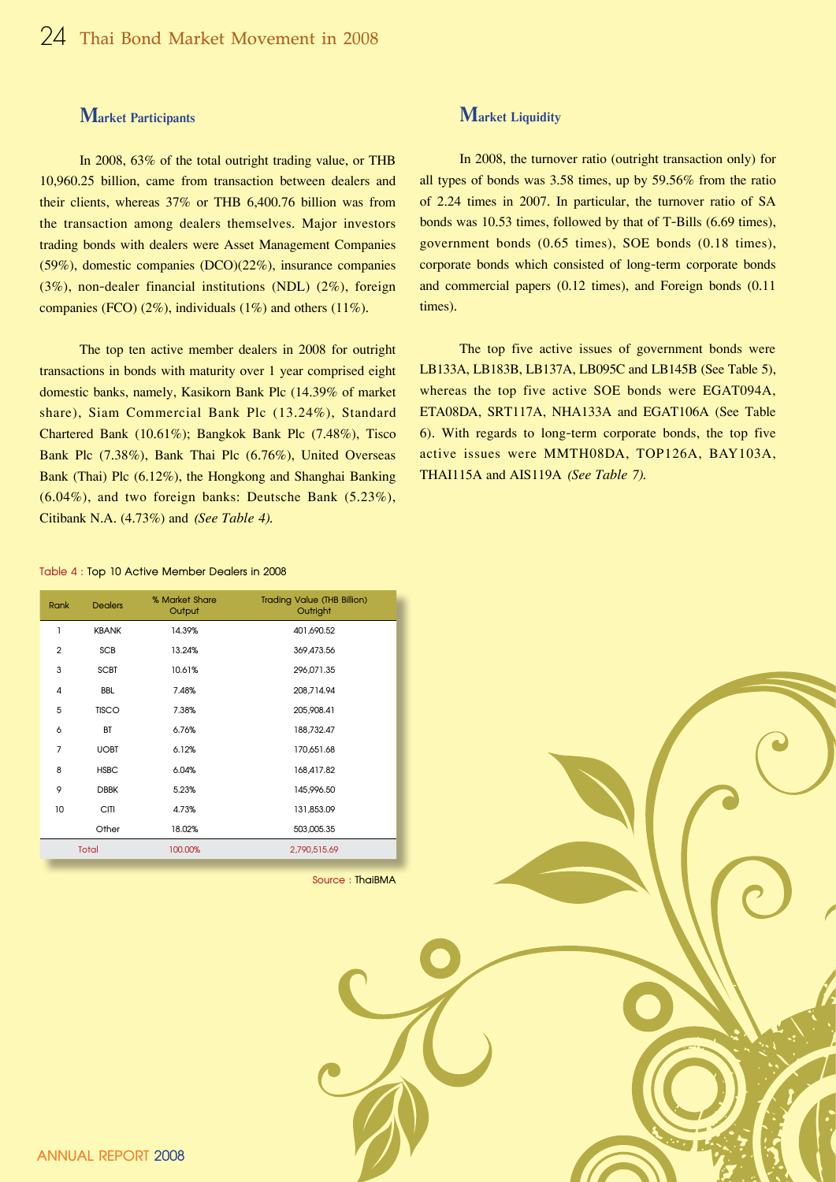## Market Participants

In 2008, 63% of the total outright trading value, or THB 10,960.25 billion, came from transaction between dealers and their clients, whereas 37% or THB 6,400.76 billion was from the transaction among dealers themselves. Major investors trading bonds with dealers were Asset Management Companies (59%), domestic companies (DCO)(22%), insurance companies (3%), non-dealer financial institutions (NDL) (2%), foreign companies (FCO) (2%), individuals (1%) and others (11%).

The top ten active member dealers in 2008 for outright transactions in bonds with maturity over 1 year comprised eight domestic banks, namely, Kasikorn Bank Plc (14.39% of market share), Siam Commercial Bank Plc (13.24%), Standard Chartered Bank (10.61%); Bangkok Bank Plc (7.48%), Tisco Bank Plc (7.38%), Bank Thai Plc (6.76%), United Overseas Bank (Thai) Plc (6.12%), the Hongkong and Shanghai Banking (6.04%), and two foreign banks: Deutsche Bank (5.23%), Citibank N.A. (4.73%) and *(See Table 4).*

Table 4 : Top 10 Active Member Dealers in 2008

| Rank | Dealers | % Market Share Output | Trading Value (THB Billion) Outright |
|---|---|---|---|
| 1 | KBANK | 14.39% | 401,690.52 |
| 2 | SCB | 13.24% | 369,473.56 |
| 3 | SCBT | 10.61% | 296,071.35 |
| 4 | BBL | 7.48% | 208,714.94 |
| 5 | TISCO | 7.38% | 205,908.41 |
| 6 | BT | 6.76% | 188,732.47 |
| 7 | UOBT | 6.12% | 170,651.68 |
| 8 | HSBC | 6.04% | 168,417.82 |
| 9 | DBBK | 5.23% | 145,996.50 |
| 10 | CITI | 4.73% | 131,853.09 |
| | Other | 18.02% | 503,005.35 |
| | Total | 100.00% | 2,790,515.69 |

Source : ThaiBMA

## Market Liquidity

In 2008, the turnover ratio (outright transaction only) for all types of bonds was 3.58 times, up by 59.56% from the ratio of 2.24 times in 2007. In particular, the turnover ratio of SA bonds was 10.53 times, followed by that of T-Bills (6.69 times), government bonds (0.65 times), SOE bonds (0.18 times), corporate bonds which consisted of long-term corporate bonds and commercial papers (0.12 times), and Foreign bonds (0.11 times).

The top five active issues of government bonds were LB133A, LB183B, LB137A, LB095C and LB145B (See Table 5), whereas the top five active SOE bonds were EGAT094A, ETA08DA, SRT117A, NHA133A and EGAT106A (See Table 6). With regards to long-term corporate bonds, the top five active issues were MMTH08DA, TOP126A, BAY103A, THAI115A and AIS119A *(See Table 7).*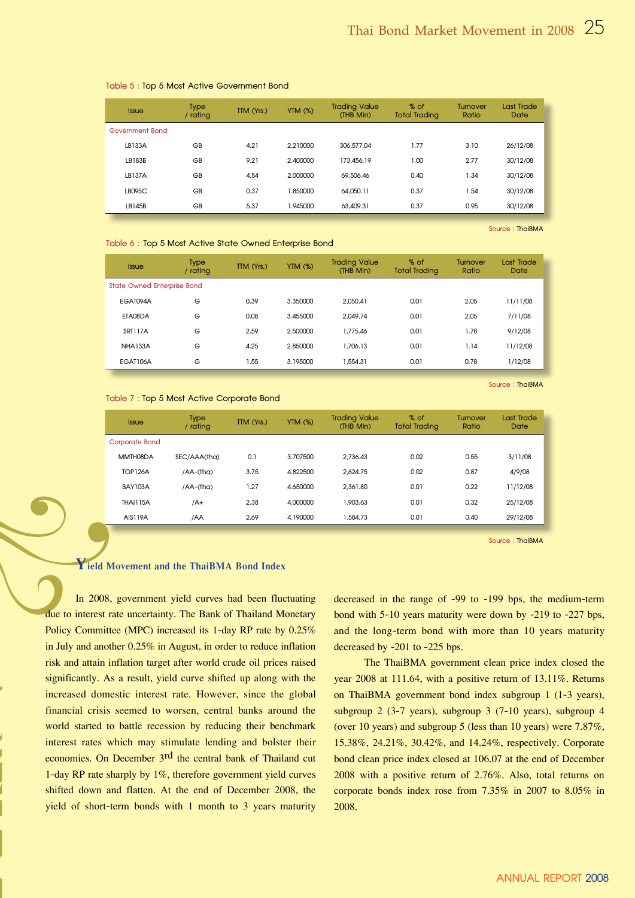Table 5 : Top 5 Most Active Government Bond

| Issue | Type / rating | TTM (Yrs.) | YTM (%) | Trading Value (THB Mln) | % of Total Trading | Turnover Ratio | Last Trade Date |
|---|---|---|---|---|---|---|---|
| Government Bond | | | | | | | |
| LB133A | GB | 4.21 | 2.210000 | 306,577.04 | 1.77 | 3.10 | 26/12/08 |
| LB183B | GB | 9.21 | 2.400000 | 173,456.19 | 1.00 | 2.77 | 30/12/08 |
| LB137A | GB | 4.54 | 2.000000 | 69,506.46 | 0.40 | 1.34 | 30/12/08 |
| LB095C | GB | 0.37 | 1.850000 | 64,050.11 | 0.37 | 1.54 | 30/12/08 |
| LB145B | GB | 5.37 | 1.945000 | 63,409.31 | 0.37 | 0.95 | 30/12/08 |

Source : ThaiBMA

Table 6 : Top 5 Most Active State Owned Enterprise Bond

| Issue | Type / rating | TTM (Yrs.) | YTM (%) | Trading Value (THB Mln) | % of Total Trading | Turnover Ratio | Last Trade Date |
|---|---|---|---|---|---|---|---|
| State Owned Enterprise Bond | | | | | | | |
| EGAT094A | G | 0.39 | 3.350000 | 2,050.41 | 0.01 | 2.05 | 11/11/08 |
| ETA08DA | G | 0.08 | 3.455000 | 2,049.74 | 0.01 | 2.05 | 7/11/08 |
| SRT117A | G | 2.59 | 2.500000 | 1,775.46 | 0.01 | 1.78 | 9/12/08 |
| NHA133A | G | 4.25 | 2.850000 | 1,706.13 | 0.01 | 1.14 | 11/12/08 |
| EGAT106A | G | 1.55 | 3.195000 | 1,554.31 | 0.01 | 0.78 | 1/12/08 |

Source : ThaiBMA

Table 7 : Top 5 Most Active Corporate Bond

| Issue | Type / rating | TTM (Yrs.) | YTM (%) | Trading Value (THB Mln) | % of Total Trading | Turnover Ratio | Last Trade Date |
|---|---|---|---|---|---|---|---|
| Corporate Bond | | | | | | | |
| MMTH08DA | SEC/AAA(tha) | 0.1 | 3.707500 | 2,736.43 | 0.02 | 0.55 | 3/11/08 |
| TOP126A | /AA-(tha) | 3.75 | 4.822500 | 2,624.75 | 0.02 | 0.87 | 4/9/08 |
| BAY103A | /AA-(tha) | 1.27 | 4.650000 | 2,361.80 | 0.01 | 0.22 | 11/12/08 |
| THAI115A | /A+ | 2.38 | 4.000000 | 1,903.63 | 0.01 | 0.32 | 25/12/08 |
| AIS119A | /AA | 2.69 | 4.190000 | 1,584.73 | 0.01 | 0.40 | 29/12/08 |

Source : ThaiBMA

## Yield Movement and the ThaiBMA Bond Index

In 2008, government yield curves had been fluctuating due to interest rate uncertainty. The Bank of Thailand Monetary Policy Committee (MPC) increased its 1-day RP rate by 0.25% in July and another 0.25% in August, in order to reduce inflation risk and attain inflation target after world crude oil prices raised significantly. As a result, yield curve shifted up along with the increased domestic interest rate. However, since the global financial crisis seemed to worsen, central banks around the world started to battle recession by reducing their benchmark interest rates which may stimulate lending and bolster their economies. On December 3rd the central bank of Thailand cut 1-day RP rate sharply by 1%, therefore government yield curves shifted down and flatten. At the end of December 2008, the yield of short-term bonds with 1 month to 3 years maturity decreased in the range of -99 to -199 bps, the medium-term bond with 5-10 years maturity were down by -219 to -227 bps, and the long-term bond with more than 10 years maturity decreased by -201 to -225 bps.

The ThaiBMA government clean price index closed the year 2008 at 111.64, with a positive return of 13.11%. Returns on ThaiBMA government bond index subgroup 1 (1-3 years), subgroup 2 (3-7 years), subgroup 3 (7-10 years), subgroup 4 (over 10 years) and subgroup 5 (less than 10 years) were 7.87%, 15.38%, 24.21%, 30.42%, and 14.24%, respectively. Corporate bond clean price index closed at 106.07 at the end of December 2008 with a positive return of 2.76%. Also, total returns on corporate bonds index rose from 7.35% in 2007 to 8.05% in 2008.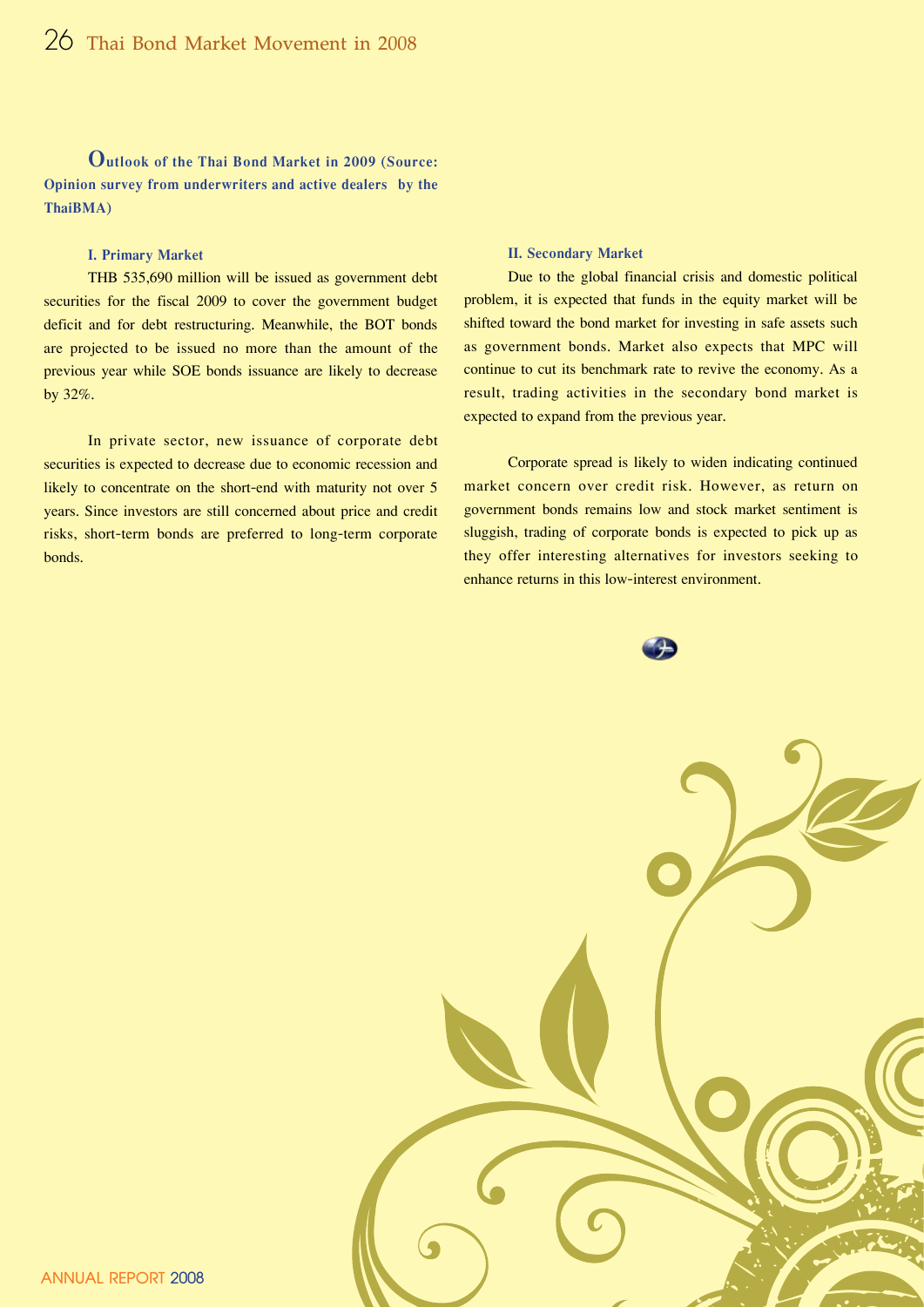## Outlook of the Thai Bond Market in 2009 (Source: Opinion survey from underwriters and active dealers by the ThaiBMA)

### I. Primary Market

THB 535,690 million will be issued as government debt securities for the fiscal 2009 to cover the government budget deficit and for debt restructuring. Meanwhile, the BOT bonds are projected to be issued no more than the amount of the previous year while SOE bonds issuance are likely to decrease by 32%.

In private sector, new issuance of corporate debt securities is expected to decrease due to economic recession and likely to concentrate on the short-end with maturity not over 5 years. Since investors are still concerned about price and credit risks, short-term bonds are preferred to long-term corporate bonds.

### II. Secondary Market

Due to the global financial crisis and domestic political problem, it is expected that funds in the equity market will be shifted toward the bond market for investing in safe assets such as government bonds. Market also expects that MPC will continue to cut its benchmark rate to revive the economy. As a result, trading activities in the secondary bond market is expected to expand from the previous year.

Corporate spread is likely to widen indicating continued market concern over credit risk. However, as return on government bonds remains low and stock market sentiment is sluggish, trading of corporate bonds is expected to pick up as they offer interesting alternatives for investors seeking to enhance returns in this low-interest environment.